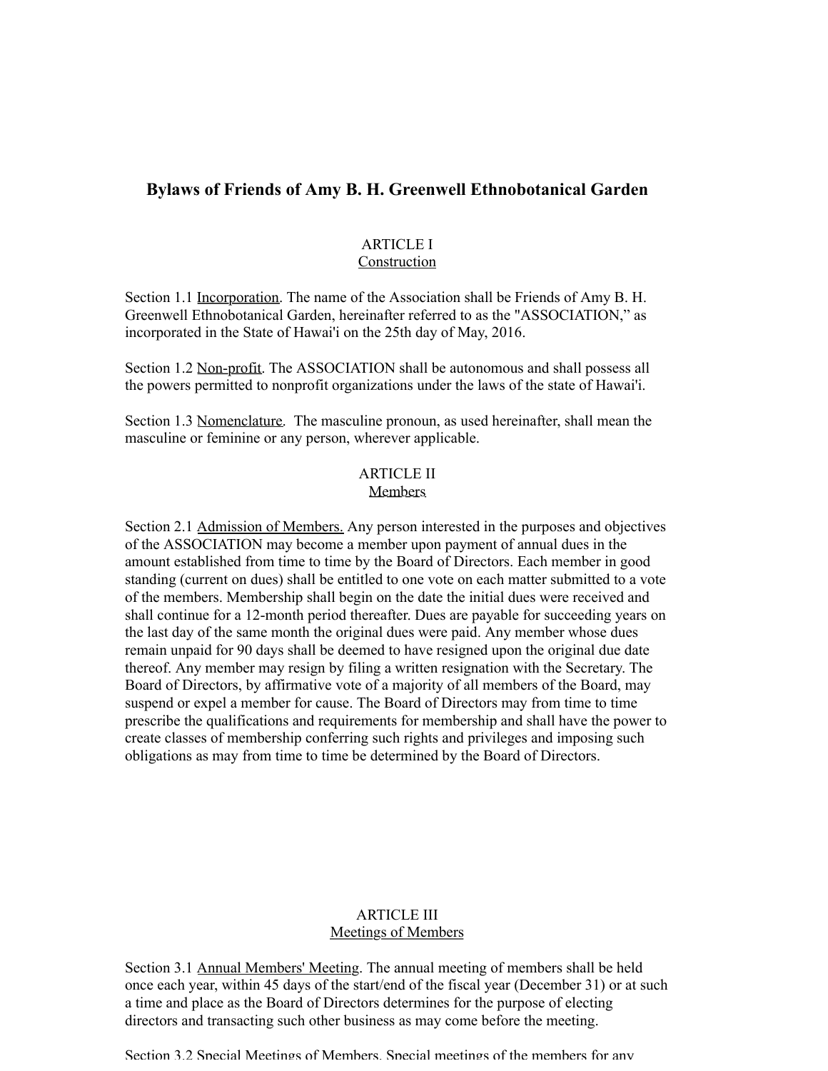# Bylaws of Friends of Amy B. H. Greenwell Ethnobotanical Garden

## ARTICLE I
### Construction

Section 1.1 Incorporation. The name of the Association shall be Friends of Amy B. H. Greenwell Ethnobotanical Garden, hereinafter referred to as the "ASSOCIATION," as incorporated in the State of Hawai'i on the 25th day of May, 2016.

Section 1.2 Non-profit. The ASSOCIATION shall be autonomous and shall possess all the powers permitted to nonprofit organizations under the laws of the state of Hawai'i.

Section 1.3 Nomenclature. The masculine pronoun, as used hereinafter, shall mean the masculine or feminine or any person, wherever applicable.

## ARTICLE II
### Members

Section 2.1 Admission of Members. Any person interested in the purposes and objectives of the ASSOCIATION may become a member upon payment of annual dues in the amount established from time to time by the Board of Directors. Each member in good standing (current on dues) shall be entitled to one vote on each matter submitted to a vote of the members. Membership shall begin on the date the initial dues were received and shall continue for a 12-month period thereafter. Dues are payable for succeeding years on the last day of the same month the original dues were paid. Any member whose dues remain unpaid for 90 days shall be deemed to have resigned upon the original due date thereof. Any member may resign by filing a written resignation with the Secretary. The Board of Directors, by affirmative vote of a majority of all members of the Board, may suspend or expel a member for cause. The Board of Directors may from time to time prescribe the qualifications and requirements for membership and shall have the power to create classes of membership conferring such rights and privileges and imposing such obligations as may from time to time be determined by the Board of Directors.

## ARTICLE III
### Meetings of Members

Section 3.1 Annual Members' Meeting. The annual meeting of members shall be held once each year, within 45 days of the start/end of the fiscal year (December 31) or at such a time and place as the Board of Directors determines for the purpose of electing directors and transacting such other business as may come before the meeting.

Section 3.2 Special Meetings of Members. Special meetings of the members for any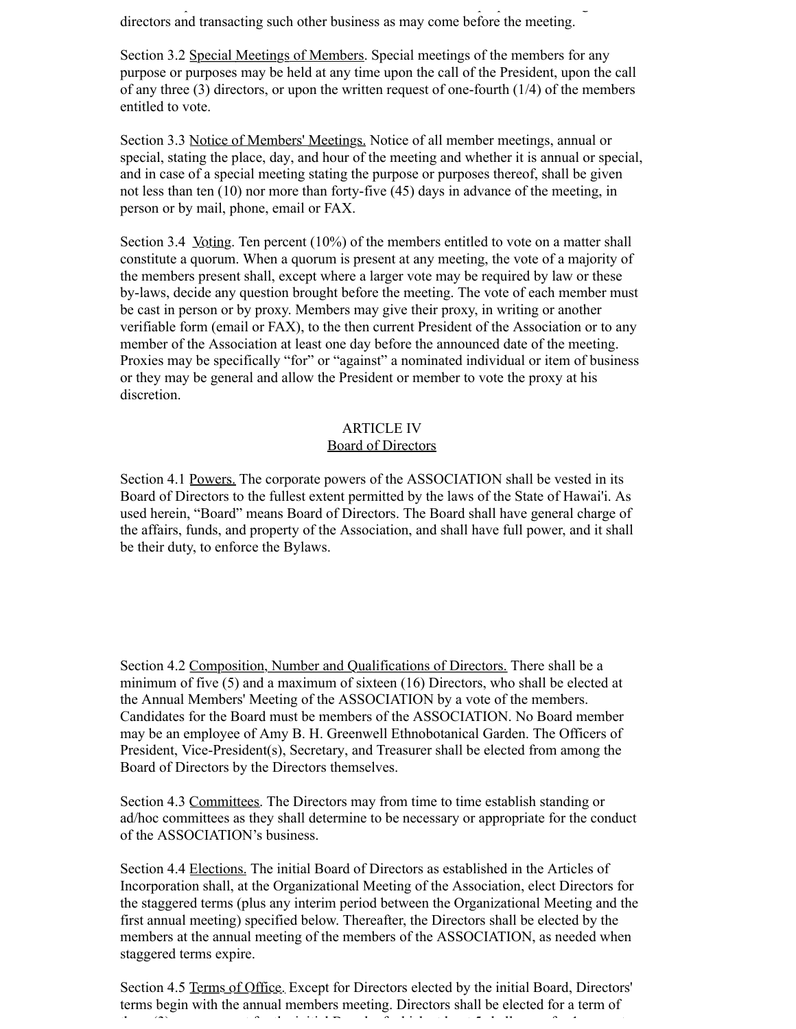directors and transacting such other business as may come before the meeting.

Section 3.2 Special Meetings of Members. Special meetings of the members for any purpose or purposes may be held at any time upon the call of the President, upon the call of any three (3) directors, or upon the written request of one-fourth (1/4) of the members entitled to vote.

Section 3.3 Notice of Members' Meetings. Notice of all member meetings, annual or special, stating the place, day, and hour of the meeting and whether it is annual or special, and in case of a special meeting stating the purpose or purposes thereof, shall be given not less than ten (10) nor more than forty-five (45) days in advance of the meeting, in person or by mail, phone, email or FAX.

Section 3.4 Voting. Ten percent (10%) of the members entitled to vote on a matter shall constitute a quorum. When a quorum is present at any meeting, the vote of a majority of the members present shall, except where a larger vote may be required by law or these by-laws, decide any question brought before the meeting. The vote of each member must be cast in person or by proxy. Members may give their proxy, in writing or another verifiable form (email or FAX), to the then current President of the Association or to any member of the Association at least one day before the announced date of the meeting. Proxies may be specifically "for" or "against" a nominated individual or item of business or they may be general and allow the President or member to vote the proxy at his discretion.

## ARTICLE IV
## Board of Directors

Section 4.1 Powers. The corporate powers of the ASSOCIATION shall be vested in its Board of Directors to the fullest extent permitted by the laws of the State of Hawai'i. As used herein, "Board" means Board of Directors. The Board shall have general charge of the affairs, funds, and property of the Association, and shall have full power, and it shall be their duty, to enforce the Bylaws.

Section 4.2 Composition, Number and Qualifications of Directors. There shall be a minimum of five (5) and a maximum of sixteen (16) Directors, who shall be elected at the Annual Members' Meeting of the ASSOCIATION by a vote of the members. Candidates for the Board must be members of the ASSOCIATION. No Board member may be an employee of Amy B. H. Greenwell Ethnobotanical Garden. The Officers of President, Vice-President(s), Secretary, and Treasurer shall be elected from among the Board of Directors by the Directors themselves.

Section 4.3 Committees. The Directors may from time to time establish standing or ad/hoc committees as they shall determine to be necessary or appropriate for the conduct of the ASSOCIATION's business.

Section 4.4 Elections. The initial Board of Directors as established in the Articles of Incorporation shall, at the Organizational Meeting of the Association, elect Directors for the staggered terms (plus any interim period between the Organizational Meeting and the first annual meeting) specified below. Thereafter, the Directors shall be elected by the members at the annual meeting of the members of the ASSOCIATION, as needed when staggered terms expire.

Section 4.5 Terms of Office. Except for Directors elected by the initial Board, Directors' terms begin with the annual members meeting. Directors shall be elected for a term of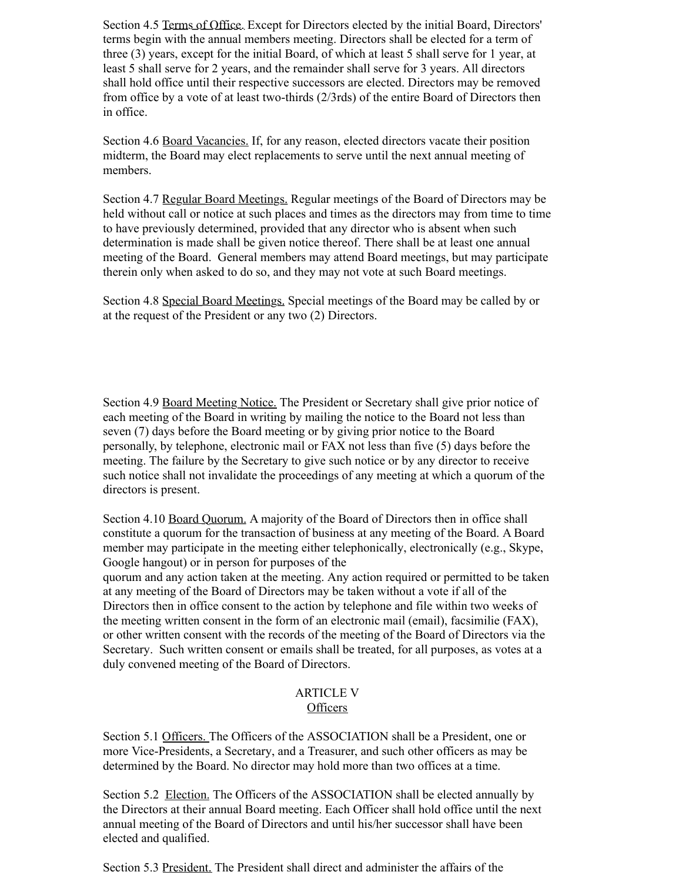Section 4.5 <u>Terms of Office.</u> Except for Directors elected by the initial Board, Directors' terms begin with the annual members meeting. Directors shall be elected for a term of three (3) years, except for the initial Board, of which at least 5 shall serve for 1 year, at least 5 shall serve for 2 years, and the remainder shall serve for 3 years. All directors shall hold office until their respective successors are elected. Directors may be removed from office by a vote of at least two-thirds (2/3rds) of the entire Board of Directors then in office.

Section 4.6 <u>Board Vacancies.</u> If, for any reason, elected directors vacate their position midterm, the Board may elect replacements to serve until the next annual meeting of members.

Section 4.7 <u>Regular Board Meetings.</u> Regular meetings of the Board of Directors may be held without call or notice at such places and times as the directors may from time to time to have previously determined, provided that any director who is absent when such determination is made shall be given notice thereof. There shall be at least one annual meeting of the Board. General members may attend Board meetings, but may participate therein only when asked to do so, and they may not vote at such Board meetings.

Section 4.8 <u>Special Board Meetings.</u> Special meetings of the Board may be called by or at the request of the President or any two (2) Directors.

Section 4.9 <u>Board Meeting Notice.</u> The President or Secretary shall give prior notice of each meeting of the Board in writing by mailing the notice to the Board not less than seven (7) days before the Board meeting or by giving prior notice to the Board personally, by telephone, electronic mail or FAX not less than five (5) days before the meeting. The failure by the Secretary to give such notice or by any director to receive such notice shall not invalidate the proceedings of any meeting at which a quorum of the directors is present.

Section 4.10 <u>Board Quorum.</u> A majority of the Board of Directors then in office shall constitute a quorum for the transaction of business at any meeting of the Board. A Board member may participate in the meeting either telephonically, electronically (e.g., Skype, Google hangout) or in person for purposes of the quorum and any action taken at the meeting. Any action required or permitted to be taken at any meeting of the Board of Directors may be taken without a vote if all of the Directors then in office consent to the action by telephone and file within two weeks of the meeting written consent in the form of an electronic mail (email), facsimilie (FAX), or other written consent with the records of the meeting of the Board of Directors via the Secretary. Such written consent or emails shall be treated, for all purposes, as votes at a duly convened meeting of the Board of Directors.

## ARTICLE V
## <u>Officers</u>

Section 5.1 <u>Officers.</u> The Officers of the ASSOCIATION shall be a President, one or more Vice-Presidents, a Secretary, and a Treasurer, and such other officers as may be determined by the Board. No director may hold more than two offices at a time.

Section 5.2 <u>Election.</u> The Officers of the ASSOCIATION shall be elected annually by the Directors at their annual Board meeting. Each Officer shall hold office until the next annual meeting of the Board of Directors and until his/her successor shall have been elected and qualified.

Section 5.3 <u>President.</u> The President shall direct and administer the affairs of the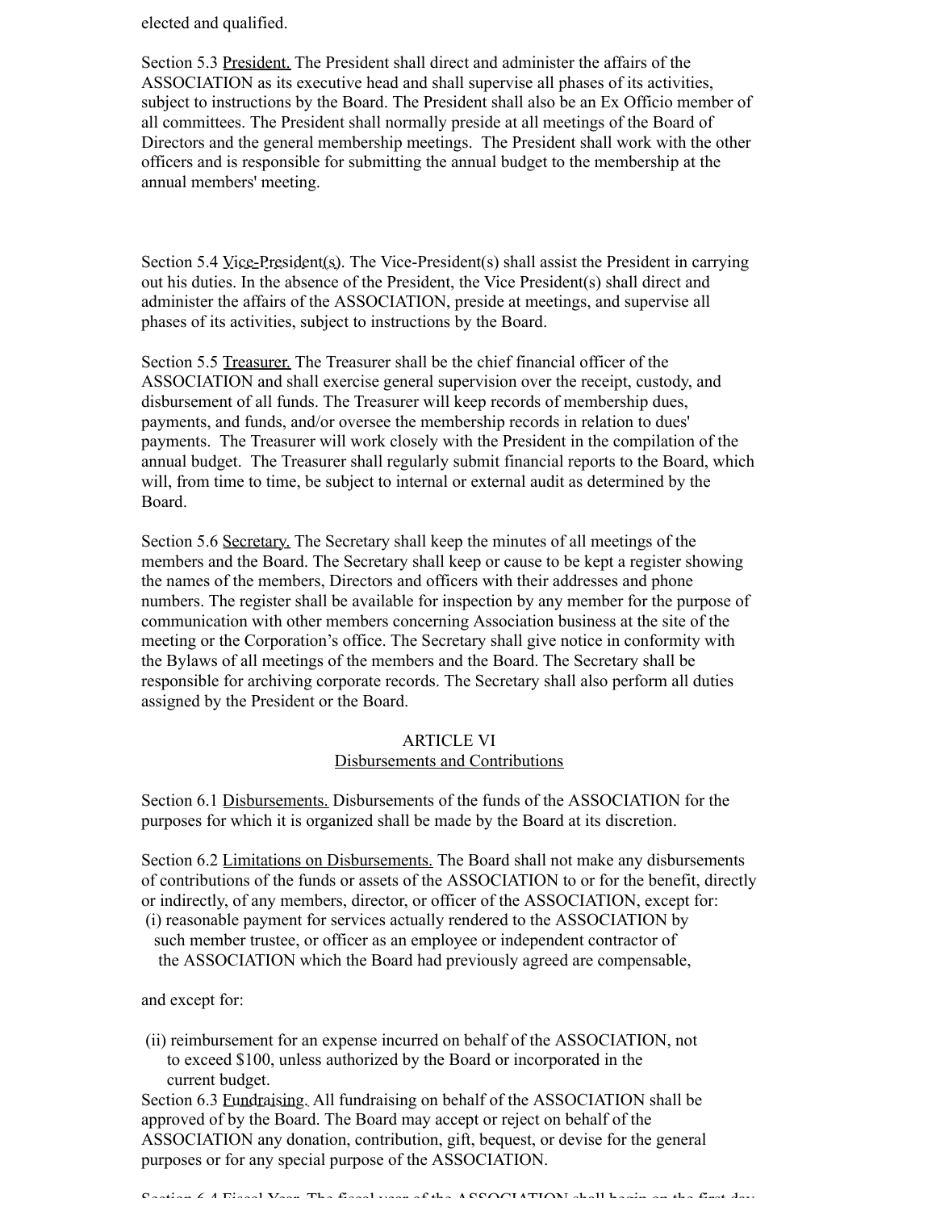elected and qualified.

Section 5.3 President. The President shall direct and administer the affairs of the ASSOCIATION as its executive head and shall supervise all phases of its activities, subject to instructions by the Board. The President shall also be an Ex Officio member of all committees. The President shall normally preside at all meetings of the Board of Directors and the general membership meetings. The President shall work with the other officers and is responsible for submitting the annual budget to the membership at the annual members' meeting.

Section 5.4 Vice-President(s). The Vice-President(s) shall assist the President in carrying out his duties. In the absence of the President, the Vice President(s) shall direct and administer the affairs of the ASSOCIATION, preside at meetings, and supervise all phases of its activities, subject to instructions by the Board.

Section 5.5 Treasurer. The Treasurer shall be the chief financial officer of the ASSOCIATION and shall exercise general supervision over the receipt, custody, and disbursement of all funds. The Treasurer will keep records of membership dues, payments, and funds, and/or oversee the membership records in relation to dues' payments. The Treasurer will work closely with the President in the compilation of the annual budget. The Treasurer shall regularly submit financial reports to the Board, which will, from time to time, be subject to internal or external audit as determined by the Board.

Section 5.6 Secretary. The Secretary shall keep the minutes of all meetings of the members and the Board. The Secretary shall keep or cause to be kept a register showing the names of the members, Directors and officers with their addresses and phone numbers. The register shall be available for inspection by any member for the purpose of communication with other members concerning Association business at the site of the meeting or the Corporation's office. The Secretary shall give notice in conformity with the Bylaws of all meetings of the members and the Board. The Secretary shall be responsible for archiving corporate records. The Secretary shall also perform all duties assigned by the President or the Board.

## ARTICLE VI
## Disbursements and Contributions

Section 6.1 Disbursements. Disbursements of the funds of the ASSOCIATION for the purposes for which it is organized shall be made by the Board at its discretion.

Section 6.2 Limitations on Disbursements. The Board shall not make any disbursements of contributions of the funds or assets of the ASSOCIATION to or for the benefit, directly or indirectly, of any members, director, or officer of the ASSOCIATION, except for:

(i) reasonable payment for services actually rendered to the ASSOCIATION by such member trustee, or officer as an employee or independent contractor of the ASSOCIATION which the Board had previously agreed are compensable,

and except for:

(ii) reimbursement for an expense incurred on behalf of the ASSOCIATION, not to exceed $100, unless authorized by the Board or incorporated in the current budget.

Section 6.3 Fundraising. All fundraising on behalf of the ASSOCIATION shall be approved of by the Board. The Board may accept or reject on behalf of the ASSOCIATION any donation, contribution, gift, bequest, or devise for the general purposes or for any special purpose of the ASSOCIATION.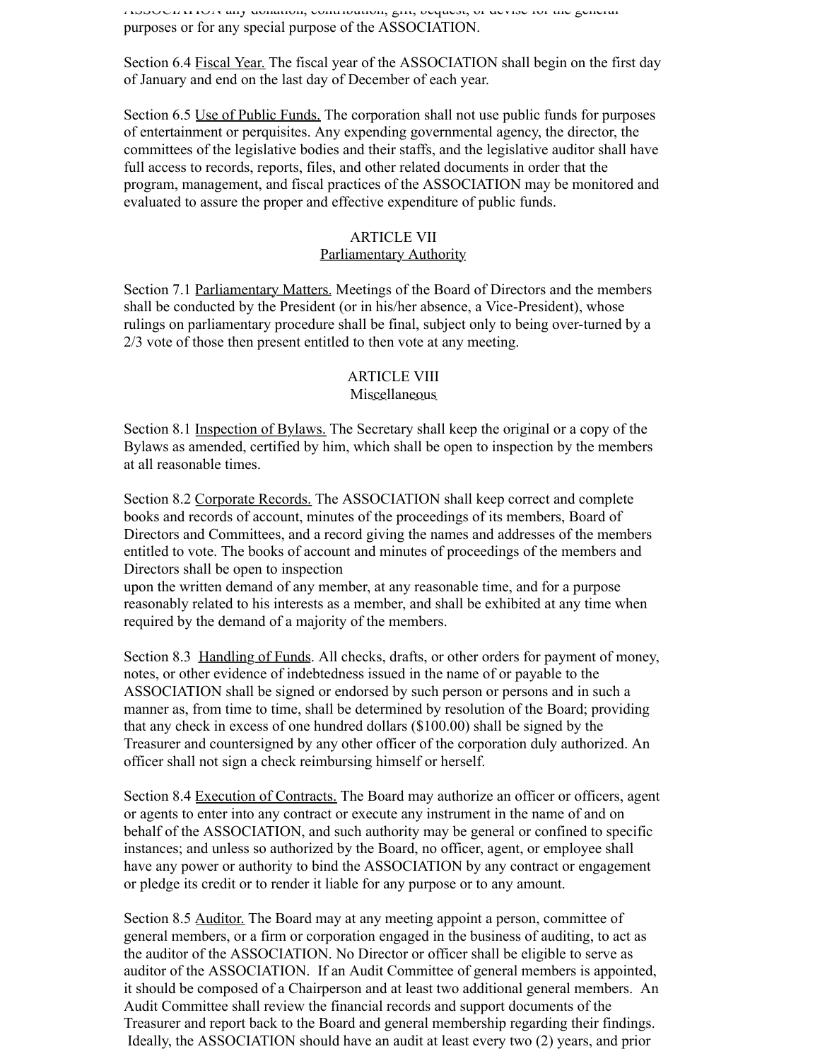ASSOCIATION any donation, contribution, gift, bequest, or devise for the general purposes or for any special purpose of the ASSOCIATION.

Section 6.4 Fiscal Year. The fiscal year of the ASSOCIATION shall begin on the first day of January and end on the last day of December of each year.

Section 6.5 Use of Public Funds. The corporation shall not use public funds for purposes of entertainment or perquisites. Any expending governmental agency, the director, the committees of the legislative bodies and their staffs, and the legislative auditor shall have full access to records, reports, files, and other related documents in order that the program, management, and fiscal practices of the ASSOCIATION may be monitored and evaluated to assure the proper and effective expenditure of public funds.

## ARTICLE VII
## Parliamentary Authority

Section 7.1 Parliamentary Matters. Meetings of the Board of Directors and the members shall be conducted by the President (or in his/her absence, a Vice-President), whose rulings on parliamentary procedure shall be final, subject only to being over-turned by a 2/3 vote of those then present entitled to then vote at any meeting.

## ARTICLE VIII
## Miscellaneous

Section 8.1 Inspection of Bylaws. The Secretary shall keep the original or a copy of the Bylaws as amended, certified by him, which shall be open to inspection by the members at all reasonable times.

Section 8.2 Corporate Records. The ASSOCIATION shall keep correct and complete books and records of account, minutes of the proceedings of its members, Board of Directors and Committees, and a record giving the names and addresses of the members entitled to vote. The books of account and minutes of proceedings of the members and Directors shall be open to inspection upon the written demand of any member, at any reasonable time, and for a purpose reasonably related to his interests as a member, and shall be exhibited at any time when required by the demand of a majority of the members.

Section 8.3 Handling of Funds. All checks, drafts, or other orders for payment of money, notes, or other evidence of indebtedness issued in the name of or payable to the ASSOCIATION shall be signed or endorsed by such person or persons and in such a manner as, from time to time, shall be determined by resolution of the Board; providing that any check in excess of one hundred dollars ($100.00) shall be signed by the Treasurer and countersigned by any other officer of the corporation duly authorized. An officer shall not sign a check reimbursing himself or herself.

Section 8.4 Execution of Contracts. The Board may authorize an officer or officers, agent or agents to enter into any contract or execute any instrument in the name of and on behalf of the ASSOCIATION, and such authority may be general or confined to specific instances; and unless so authorized by the Board, no officer, agent, or employee shall have any power or authority to bind the ASSOCIATION by any contract or engagement or pledge its credit or to render it liable for any purpose or to any amount.

Section 8.5 Auditor. The Board may at any meeting appoint a person, committee of general members, or a firm or corporation engaged in the business of auditing, to act as the auditor of the ASSOCIATION. No Director or officer shall be eligible to serve as auditor of the ASSOCIATION. If an Audit Committee of general members is appointed, it should be composed of a Chairperson and at least two additional general members. An Audit Committee shall review the financial records and support documents of the Treasurer and report back to the Board and general membership regarding their findings. Ideally, the ASSOCIATION should have an audit at least every two (2) years, and prior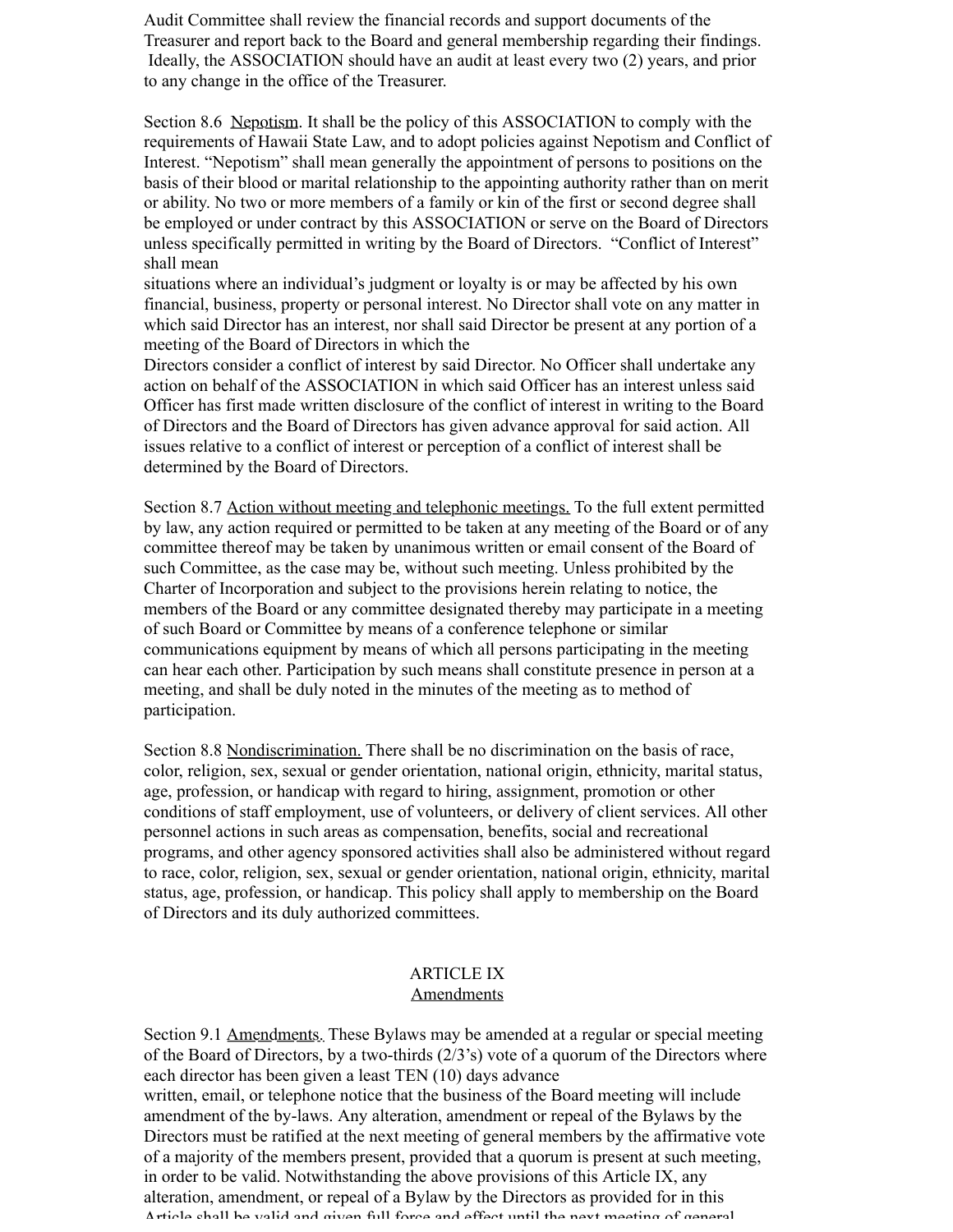Audit Committee shall review the financial records and support documents of the Treasurer and report back to the Board and general membership regarding their findings. Ideally, the ASSOCIATION should have an audit at least every two (2) years, and prior to any change in the office of the Treasurer.

Section 8.6 <u>Nepotism</u>. It shall be the policy of this ASSOCIATION to comply with the requirements of Hawaii State Law, and to adopt policies against Nepotism and Conflict of Interest. "Nepotism" shall mean generally the appointment of persons to positions on the basis of their blood or marital relationship to the appointing authority rather than on merit or ability. No two or more members of a family or kin of the first or second degree shall be employed or under contract by this ASSOCIATION or serve on the Board of Directors unless specifically permitted in writing by the Board of Directors. "Conflict of Interest" shall mean situations where an individual's judgment or loyalty is or may be affected by his own financial, business, property or personal interest. No Director shall vote on any matter in which said Director has an interest, nor shall said Director be present at any portion of a meeting of the Board of Directors in which the Directors consider a conflict of interest by said Director. No Officer shall undertake any action on behalf of the ASSOCIATION in which said Officer has an interest unless said Officer has first made written disclosure of the conflict of interest in writing to the Board of Directors and the Board of Directors has given advance approval for said action. All issues relative to a conflict of interest or perception of a conflict of interest shall be determined by the Board of Directors.

Section 8.7 <u>Action without meeting and telephonic meetings.</u> To the full extent permitted by law, any action required or permitted to be taken at any meeting of the Board or of any committee thereof may be taken by unanimous written or email consent of the Board of such Committee, as the case may be, without such meeting. Unless prohibited by the Charter of Incorporation and subject to the provisions herein relating to notice, the members of the Board or any committee designated thereby may participate in a meeting of such Board or Committee by means of a conference telephone or similar communications equipment by means of which all persons participating in the meeting can hear each other. Participation by such means shall constitute presence in person at a meeting, and shall be duly noted in the minutes of the meeting as to method of participation.

Section 8.8 <u>Nondiscrimination.</u> There shall be no discrimination on the basis of race, color, religion, sex, sexual or gender orientation, national origin, ethnicity, marital status, age, profession, or handicap with regard to hiring, assignment, promotion or other conditions of staff employment, use of volunteers, or delivery of client services. All other personnel actions in such areas as compensation, benefits, social and recreational programs, and other agency sponsored activities shall also be administered without regard to race, color, religion, sex, sexual or gender orientation, national origin, ethnicity, marital status, age, profession, or handicap. This policy shall apply to membership on the Board of Directors and its duly authorized committees.

## ARTICLE IX
## <u>Amendments</u>

Section 9.1 <u>Amendments.</u> These Bylaws may be amended at a regular or special meeting of the Board of Directors, by a two-thirds (2/3's) vote of a quorum of the Directors where each director has been given a least TEN (10) days advance written, email, or telephone notice that the business of the Board meeting will include amendment of the by-laws. Any alteration, amendment or repeal of the Bylaws by the Directors must be ratified at the next meeting of general members by the affirmative vote of a majority of the members present, provided that a quorum is present at such meeting, in order to be valid. Notwithstanding the above provisions of this Article IX, any alteration, amendment, or repeal of a Bylaw by the Directors as provided for in this Article shall be valid and given full force and effect until the next meeting of general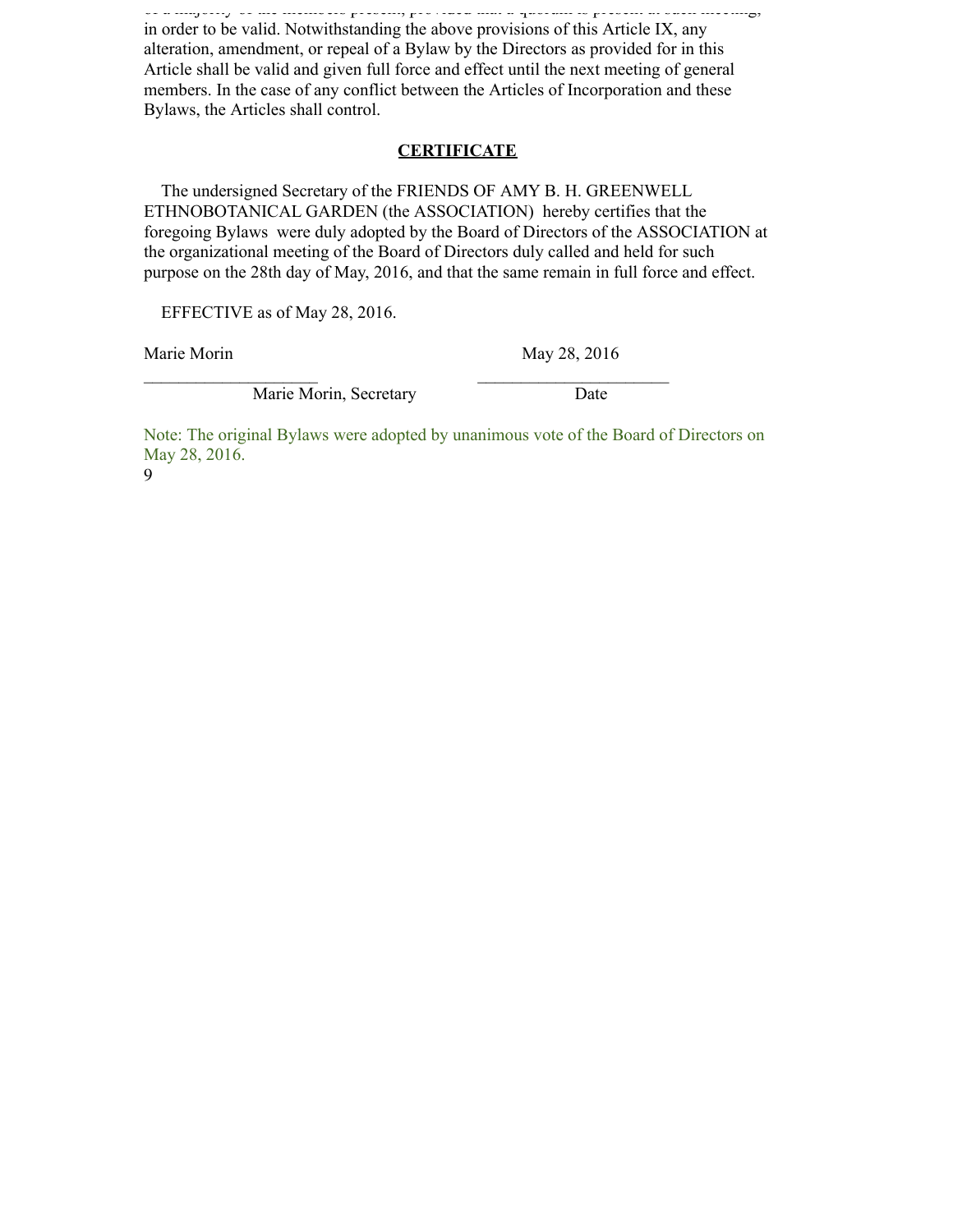of a majority of the members present, provided that a quorum is present at such meeting, in order to be valid. Notwithstanding the above provisions of this Article IX, any alteration, amendment, or repeal of a Bylaw by the Directors as provided for in this Article shall be valid and given full force and effect until the next meeting of general members. In the case of any conflict between the Articles of Incorporation and these Bylaws, the Articles shall control.

## CERTIFICATE

The undersigned Secretary of the FRIENDS OF AMY B. H. GREENWELL ETHNOBOTANICAL GARDEN (the ASSOCIATION) hereby certifies that the foregoing Bylaws were duly adopted by the Board of Directors of the ASSOCIATION at the organizational meeting of the Board of Directors duly called and held for such purpose on the 28th day of May, 2016, and that the same remain in full force and effect.

EFFECTIVE as of May 28, 2016.

Marie Morin — May 28, 2016

____________________ ______________________

Marie Morin, Secretary — Date

Note: The original Bylaws were adopted by unanimous vote of the Board of Directors on May 28, 2016.